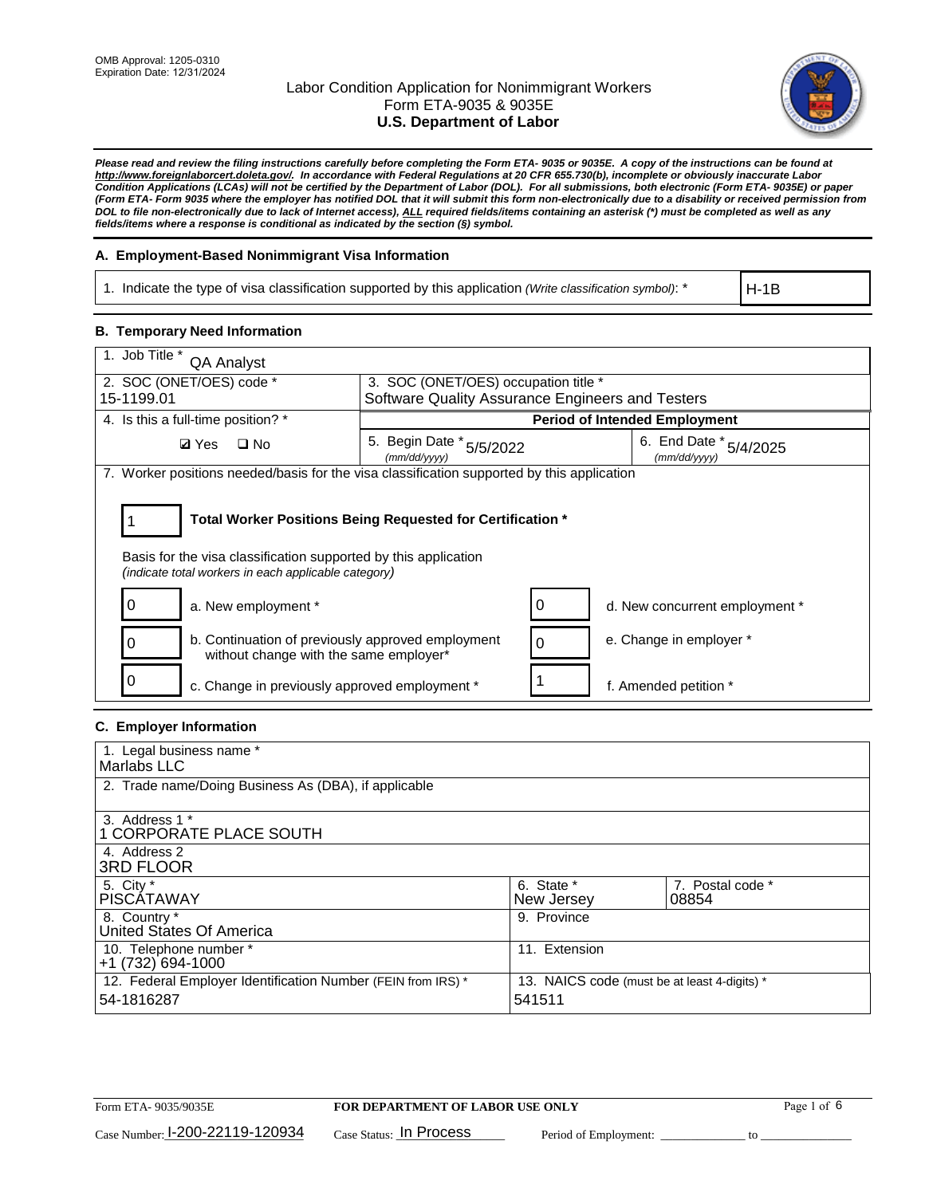OMB Approval: 1205-0310
Expiration Date: 12/31/2024

# Labor Condition Application for Nonimmigrant Workers
## Form ETA-9035 & 9035E
## U.S. Department of Labor

***Please read and review the filing instructions carefully before completing the Form ETA- 9035 or 9035E. A copy of the instructions can be found at http://www.foreignlaborcert.doleta.gov/. In accordance with Federal Regulations at 20 CFR 655.730(b), incomplete or obviously inaccurate Labor Condition Applications (LCAs) will not be certified by the Department of Labor (DOL). For all submissions, both electronic (Form ETA- 9035E) or paper (Form ETA- Form 9035 where the employer has notified DOL that it will submit this form non-electronically due to a disability or received permission from DOL to file non-electronically due to lack of Internet access), ALL required fields/items containing an asterisk (*) must be completed as well as any fields/items where a response is conditional as indicated by the section (§) symbol.***

### A. Employment-Based Nonimmigrant Visa Information

| 1. Indicate the type of visa classification supported by this application *(Write classification symbol)*: * | H-1B |
|---|---|

### B. Temporary Need Information

| 1. Job Title * QA Analyst | | |
|---|---|---|
| 2. SOC (ONET/OES) code * 15-1199.01 | 3. SOC (ONET/OES) occupation title * Software Quality Assurance Engineers and Testers | |
| 4. Is this a full-time position? * | **Period of Intended Employment** | |
| ☑ Yes ☐ No | 5. Begin Date * *(mm/dd/yyyy)* 5/5/2022 | 6. End Date * *(mm/dd/yyyy)* 5/4/2025 |

7. Worker positions needed/basis for the visa classification supported by this application

**1** — **Total Worker Positions Being Requested for Certification ***

Basis for the visa classification supported by this application
*(indicate total workers in each applicable category)*

| Count | Category | Count | Category |
|---|---|---|---|
| 0 | a. New employment * | 0 | d. New concurrent employment * |
| 0 | b. Continuation of previously approved employment without change with the same employer* | 0 | e. Change in employer * |
| 0 | c. Change in previously approved employment * | 1 | f. Amended petition * |

### C. Employer Information

| 1. Legal business name * Marlabs LLC | | |
|---|---|---|
| 2. Trade name/Doing Business As (DBA), if applicable | | |
| 3. Address 1 * 1 CORPORATE PLACE SOUTH | | |
| 4. Address 2 3RD FLOOR | | |
| 5. City * PISCATAWAY | 6. State * New Jersey | 7. Postal code * 08854 |
| 8. Country * United States Of America | 9. Province | |
| 10. Telephone number * +1 (732) 694-1000 | 11. Extension | |
| 12. Federal Employer Identification Number (FEIN from IRS) * 54-1816287 | 13. NAICS code (must be at least 4-digits) * 541511 | |

Form ETA- 9035/9035E — **FOR DEPARTMENT OF LABOR USE ONLY**

Case Number: I-200-22119-120934 Case Status: In Process Period of Employment: ______________ to ______________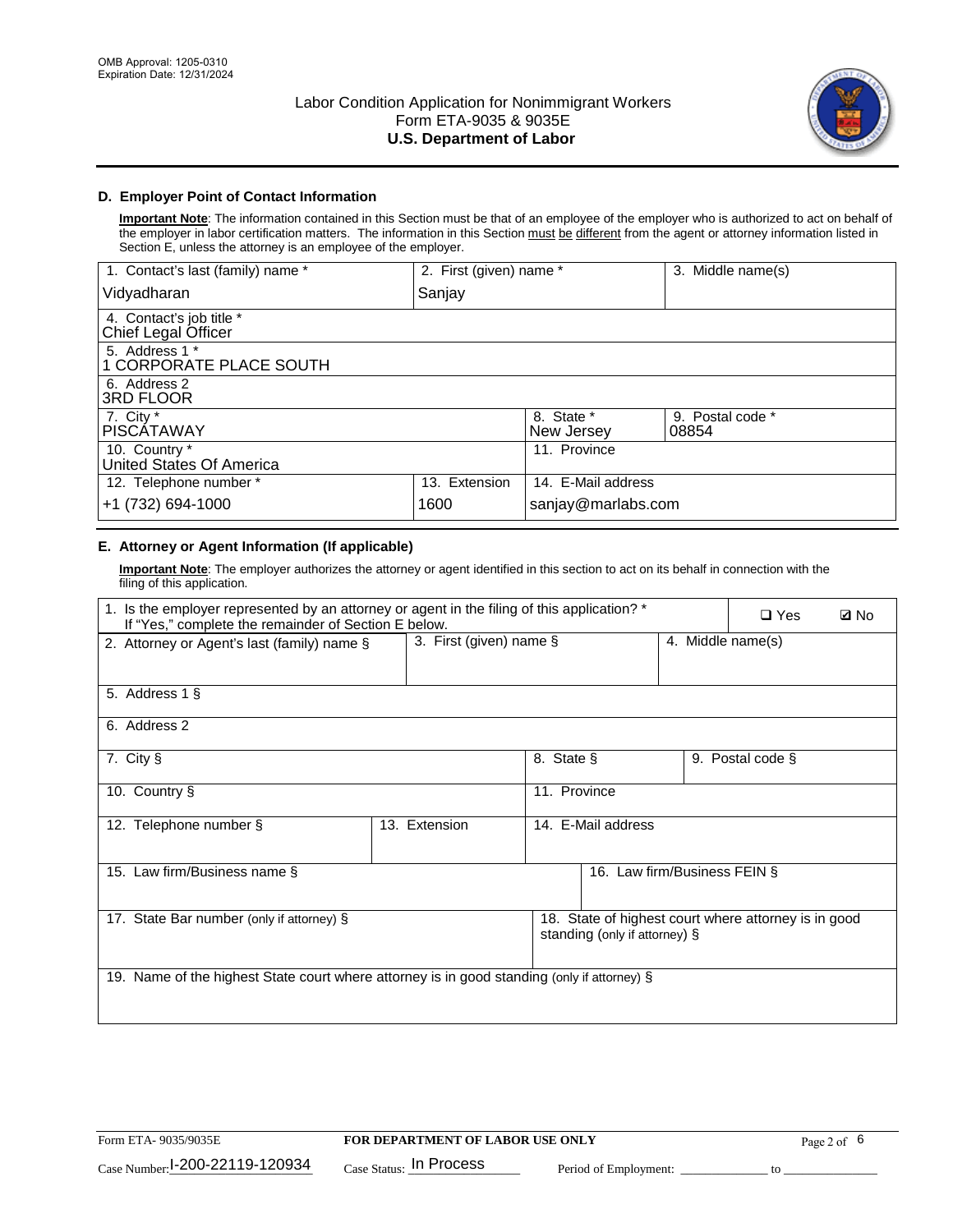OMB Approval: 1205-0310
Expiration Date: 12/31/2024

# Labor Condition Application for Nonimmigrant Workers
Form ETA-9035 & 9035E
**U.S. Department of Labor**

## D. Employer Point of Contact Information

**Important Note**: The information contained in this Section must be that of an employee of the employer who is authorized to act on behalf of the employer in labor certification matters. The information in this Section must be different from the agent or attorney information listed in Section E, unless the attorney is an employee of the employer.

| 1. Contact's last (family) name * | 2. First (given) name * | 3. Middle name(s) |
|---|---|---|
| Vidyadharan | Sanjay | |
| 4. Contact's job title * Chief Legal Officer | | |
| 5. Address 1 * 1 CORPORATE PLACE SOUTH | | |
| 6. Address 2 3RD FLOOR | | |
| 7. City * PISCATAWAY | 8. State * New Jersey | 9. Postal code * 08854 |
| 10. Country * United States Of America | 11. Province | |
| 12. Telephone number * +1 (732) 694-1000 | 13. Extension 1600 | 14. E-Mail address sanjay@marlabs.com |

## E. Attorney or Agent Information (If applicable)

**Important Note**: The employer authorizes the attorney or agent identified in this section to act on its behalf in connection with the filing of this application.

| 1. Is the employer represented by an attorney or agent in the filing of this application? * If "Yes," complete the remainder of Section E below. | | ☐ Yes ☑ No |
|---|---|---|
| 2. Attorney or Agent's last (family) name § | 3. First (given) name § | 4. Middle name(s) |
| 5. Address 1 § | | |
| 6. Address 2 | | |
| 7. City § | 8. State § | 9. Postal code § |
| 10. Country § | 11. Province | |
| 12. Telephone number § | 13. Extension | 14. E-Mail address |
| 15. Law firm/Business name § | | 16. Law firm/Business FEIN § |
| 17. State Bar number (only if attorney) § | | 18. State of highest court where attorney is in good standing (only if attorney) § |
| 19. Name of the highest State court where attorney is in good standing (only if attorney) § | | |

Form ETA- 9035/9035E | **FOR DEPARTMENT OF LABOR USE ONLY**

Case Number: I-200-22119-120934 Case Status: In Process Period of Employment: _____________ to _______________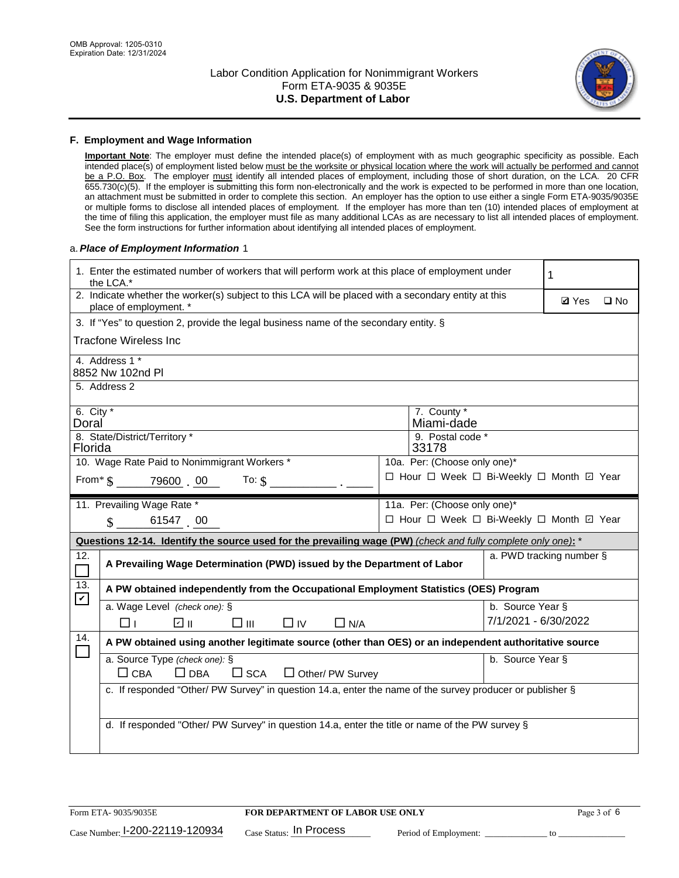OMB Approval: 1205-0310
Expiration Date: 12/31/2024

# Labor Condition Application for Nonimmigrant Workers
## Form ETA-9035 & 9035E
## U.S. Department of Labor

### F. Employment and Wage Information

**Important Note**: The employer must define the intended place(s) of employment with as much geographic specificity as possible. Each intended place(s) of employment listed below must be the worksite or physical location where the work will actually be performed and cannot be a P.O. Box. The employer must identify all intended places of employment, including those of short duration, on the LCA. 20 CFR 655.730(c)(5). If the employer is submitting this form non-electronically and the work is expected to be performed in more than one location, an attachment must be submitted in order to complete this section. An employer has the option to use either a single Form ETA-9035/9035E or multiple forms to disclose all intended places of employment. If the employer has more than ten (10) intended places of employment at the time of filing this application, the employer must file as many additional LCAs as are necessary to list all intended places of employment. See the form instructions for further information about identifying all intended places of employment.

a. *Place of Employment Information* 1

| | |
|---|---|
| 1. Enter the estimated number of workers that will perform work at this place of employment under the LCA.* | 1 |
| 2. Indicate whether the worker(s) subject to this LCA will be placed with a secondary entity at this place of employment. * | ☑ Yes ☐ No |
| 3. If "Yes" to question 2, provide the legal business name of the secondary entity. § Tracfone Wireless Inc | |
| 4. Address 1 * 8852 Nw 102nd Pl | |
| 5. Address 2 | |
| 6. City * Doral | 7. County * Miami-dade |
| 8. State/District/Territory * Florida | 9. Postal code * 33178 |
| 10. Wage Rate Paid to Nonimmigrant Workers * From* $ 79600 . 00 To: $ ______ . ____ | 10a. Per: (Choose only one)* ☐ Hour ☐ Week ☐ Bi-Weekly ☐ Month ☑ Year |
| 11. Prevailing Wage Rate * $ 61547 . 00 | 11a. Per: (Choose only one)* ☐ Hour ☐ Week ☐ Bi-Weekly ☐ Month ☑ Year |

**Questions 12-14. Identify the source used for the prevailing wage (PW)** *(check and fully complete only one)*: *

| | | |
|---|---|---|
| 12. ☐ | **A Prevailing Wage Determination (PWD) issued by the Department of Labor** | a. PWD tracking number § |
| 13. ☑ | **A PW obtained independently from the Occupational Employment Statistics (OES) Program** | |
| | a. Wage Level *(check one)*: § ☐ I ☑ II ☐ III ☐ IV ☐ N/A | b. Source Year § 7/1/2021 - 6/30/2022 |
| 14. ☐ | **A PW obtained using another legitimate source (other than OES) or an independent authoritative source** | |
| | a. Source Type *(check one)*: § ☐ CBA ☐ DBA ☐ SCA ☐ Other/ PW Survey | b. Source Year § |
| | c. If responded "Other/ PW Survey" in question 14.a, enter the name of the survey producer or publisher § | |
| | d. If responded "Other/ PW Survey" in question 14.a, enter the title or name of the PW survey § | |

Form ETA- 9035/9035E | **FOR DEPARTMENT OF LABOR USE ONLY**

Case Number: I-200-22119-120934 Case Status: In Process Period of Employment: ____________ to ____________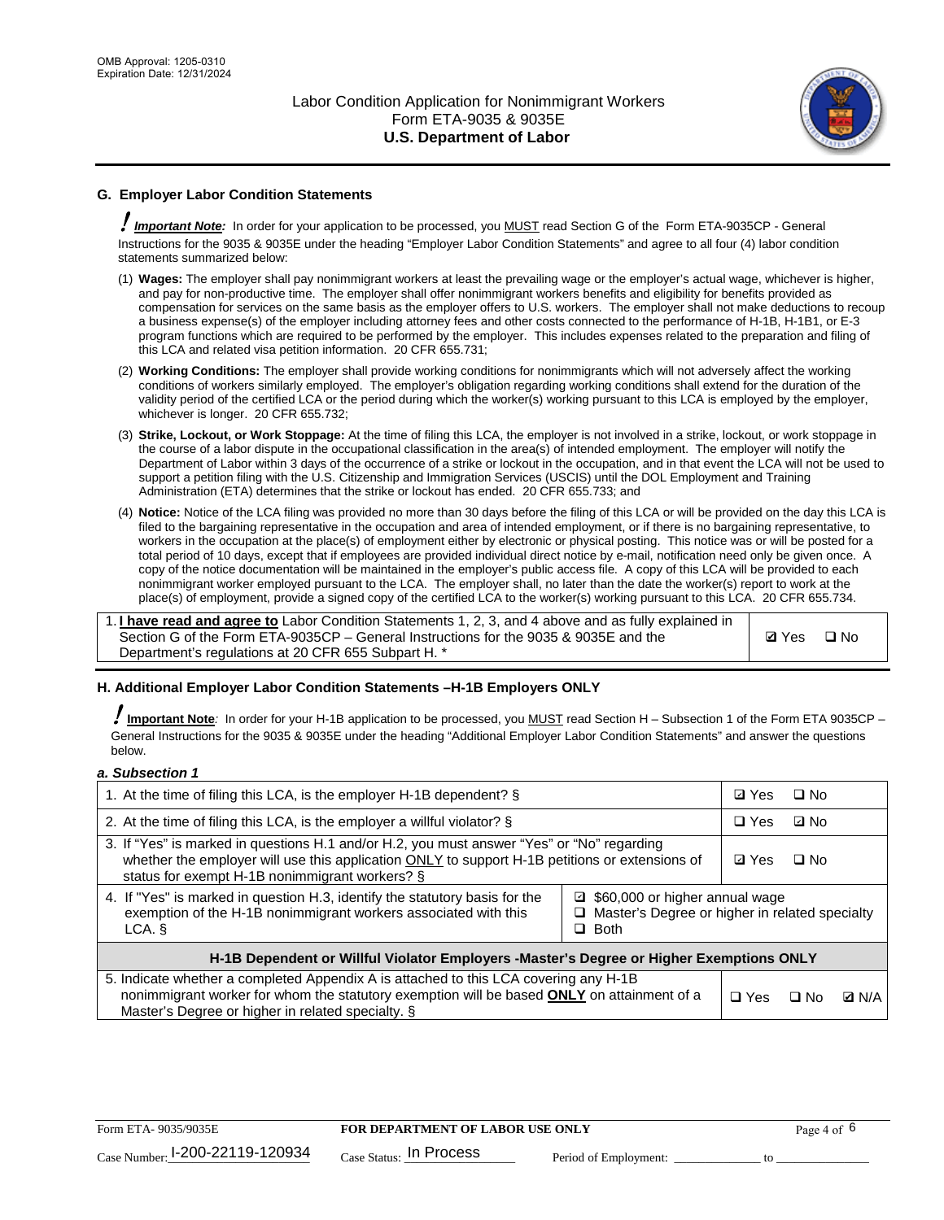## G. Employer Labor Condition Statements

! ***Important Note:*** In order for your application to be processed, you MUST read Section G of the Form ETA-9035CP - General Instructions for the 9035 & 9035E under the heading "Employer Labor Condition Statements" and agree to all four (4) labor condition statements summarized below:

(1) **Wages:** The employer shall pay nonimmigrant workers at least the prevailing wage or the employer's actual wage, whichever is higher, and pay for non-productive time. The employer shall offer nonimmigrant workers benefits and eligibility for benefits provided as compensation for services on the same basis as the employer offers to U.S. workers. The employer shall not make deductions to recoup a business expense(s) of the employer including attorney fees and other costs connected to the performance of H-1B, H-1B1, or E-3 program functions which are required to be performed by the employer. This includes expenses related to the preparation and filing of this LCA and related visa petition information. 20 CFR 655.731;

(2) **Working Conditions:** The employer shall provide working conditions for nonimmigrants which will not adversely affect the working conditions of workers similarly employed. The employer's obligation regarding working conditions shall extend for the duration of the validity period of the certified LCA or the period during which the worker(s) working pursuant to this LCA is employed by the employer, whichever is longer. 20 CFR 655.732;

(3) **Strike, Lockout, or Work Stoppage:** At the time of filing this LCA, the employer is not involved in a strike, lockout, or work stoppage in the course of a labor dispute in the occupational classification in the area(s) of intended employment. The employer will notify the Department of Labor within 3 days of the occurrence of a strike or lockout in the occupation, and in that event the LCA will not be used to support a petition filing with the U.S. Citizenship and Immigration Services (USCIS) until the DOL Employment and Training Administration (ETA) determines that the strike or lockout has ended. 20 CFR 655.733; and

(4) **Notice:** Notice of the LCA filing was provided no more than 30 days before the filing of this LCA or will be provided on the day this LCA is filed to the bargaining representative in the occupation and area of intended employment, or if there is no bargaining representative, to workers in the occupation at the place(s) of employment either by electronic or physical posting. This notice was or will be posted for a total period of 10 days, except that if employees are provided individual direct notice by e-mail, notification need only be given once. A copy of the notice documentation will be maintained in the employer's public access file. A copy of this LCA will be provided to each nonimmigrant worker employed pursuant to the LCA. The employer shall, no later than the date the worker(s) report to work at the place(s) of employment, provide a signed copy of the certified LCA to the worker(s) working pursuant to this LCA. 20 CFR 655.734.

| | |
|---|---|
| 1. **I have read and agree to** Labor Condition Statements 1, 2, 3, and 4 above and as fully explained in Section G of the Form ETA-9035CP – General Instructions for the 9035 & 9035E and the Department's regulations at 20 CFR 655 Subpart H. * | ☑ Yes ☐ No |

## H. Additional Employer Labor Condition Statements –H-1B Employers ONLY

! **Important Note**: In order for your H-1B application to be processed, you MUST read Section H – Subsection 1 of the Form ETA 9035CP – General Instructions for the 9035 & 9035E under the heading "Additional Employer Labor Condition Statements" and answer the questions below.

***a. Subsection 1***

| | |
|---|---|
| 1. At the time of filing this LCA, is the employer H-1B dependent? § | ☑ Yes ☐ No |
| 2. At the time of filing this LCA, is the employer a willful violator? § | ☐ Yes ☑ No |
| 3. If "Yes" is marked in questions H.1 and/or H.2, you must answer "Yes" or "No" regarding whether the employer will use this application ONLY to support H-1B petitions or extensions of status for exempt H-1B nonimmigrant workers? § | ☑ Yes ☐ No |
| 4. If "Yes" is marked in question H.3, identify the statutory basis for the exemption of the H-1B nonimmigrant workers associated with this LCA. § | ☑ $60,000 or higher annual wage<br>☐ Master's Degree or higher in related specialty<br>☐ Both |
| **H-1B Dependent or Willful Violator Employers -Master's Degree or Higher Exemptions ONLY** | |
| 5. Indicate whether a completed Appendix A is attached to this LCA covering any H-1B nonimmigrant worker for whom the statutory exemption will be based **ONLY** on attainment of a Master's Degree or higher in related specialty. § | ☐ Yes ☐ No ☑ N/A |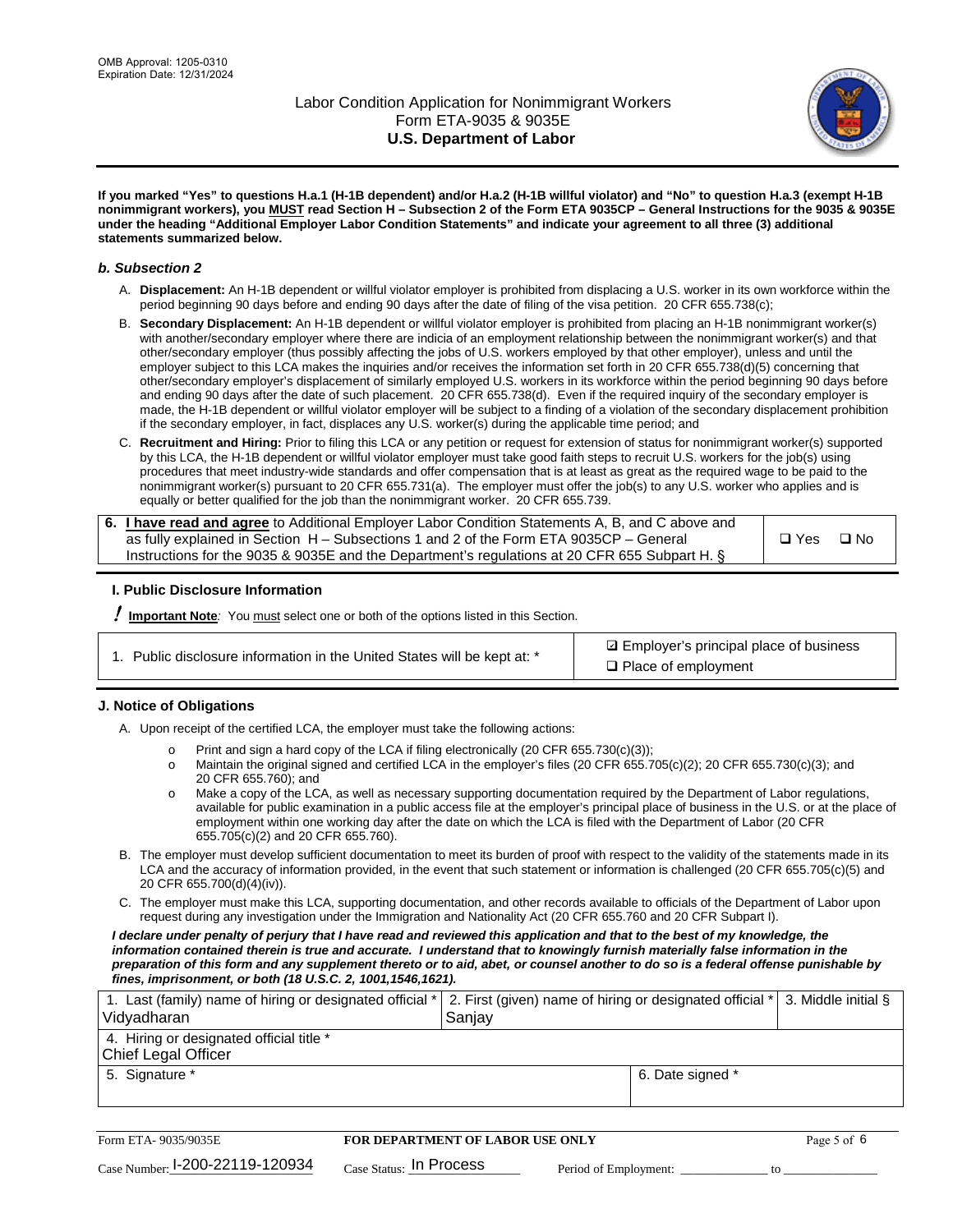**If you marked "Yes" to questions H.a.1 (H-1B dependent) and/or H.a.2 (H-1B willful violator) and "No" to question H.a.3 (exempt H-1B nonimmigrant workers), you MUST read Section H – Subsection 2 of the Form ETA 9035CP – General Instructions for the 9035 & 9035E under the heading "Additional Employer Labor Condition Statements" and indicate your agreement to all three (3) additional statements summarized below.**

### *b. Subsection 2*

A. **Displacement:** An H-1B dependent or willful violator employer is prohibited from displacing a U.S. worker in its own workforce within the period beginning 90 days before and ending 90 days after the date of filing of the visa petition. 20 CFR 655.738(c);

B. **Secondary Displacement:** An H-1B dependent or willful violator employer is prohibited from placing an H-1B nonimmigrant worker(s) with another/secondary employer where there are indicia of an employment relationship between the nonimmigrant worker(s) and that other/secondary employer (thus possibly affecting the jobs of U.S. workers employed by that other employer), unless and until the employer subject to this LCA makes the inquiries and/or receives the information set forth in 20 CFR 655.738(d)(5) concerning that other/secondary employer's displacement of similarly employed U.S. workers in its workforce within the period beginning 90 days before and ending 90 days after the date of such placement. 20 CFR 655.738(d). Even if the required inquiry of the secondary employer is made, the H-1B dependent or willful violator employer will be subject to a finding of a violation of the secondary displacement prohibition if the secondary employer, in fact, displaces any U.S. worker(s) during the applicable time period; and

C. **Recruitment and Hiring:** Prior to filing this LCA or any petition or request for extension of status for nonimmigrant worker(s) supported by this LCA, the H-1B dependent or willful violator employer must take good faith steps to recruit U.S. workers for the job(s) using procedures that meet industry-wide standards and offer compensation that is at least as great as the required wage to be paid to the nonimmigrant worker(s) pursuant to 20 CFR 655.731(a). The employer must offer the job(s) to any U.S. worker who applies and is equally or better qualified for the job than the nonimmigrant worker. 20 CFR 655.739.

| 6. **I have read and agree** to Additional Employer Labor Condition Statements A, B, and C above and as fully explained in Section H – Subsections 1 and 2 of the Form ETA 9035CP – General Instructions for the 9035 & 9035E and the Department's regulations at 20 CFR 655 Subpart H. § | ❑ Yes ❑ No |
|---|---|

### I. Public Disclosure Information

**! Important Note**: You must select one or both of the options listed in this Section.

| 1. Public disclosure information in the United States will be kept at: * | ☑ Employer's principal place of business<br>❑ Place of employment |
|---|---|

### J. Notice of Obligations

A. Upon receipt of the certified LCA, the employer must take the following actions:

- o Print and sign a hard copy of the LCA if filing electronically (20 CFR 655.730(c)(3));
- o Maintain the original signed and certified LCA in the employer's files (20 CFR 655.705(c)(2); 20 CFR 655.730(c)(3); and 20 CFR 655.760); and
- o Make a copy of the LCA, as well as necessary supporting documentation required by the Department of Labor regulations, available for public examination in a public access file at the employer's principal place of business in the U.S. or at the place of employment within one working day after the date on which the LCA is filed with the Department of Labor (20 CFR 655.705(c)(2) and 20 CFR 655.760).

B. The employer must develop sufficient documentation to meet its burden of proof with respect to the validity of the statements made in its LCA and the accuracy of information provided, in the event that such statement or information is challenged (20 CFR 655.705(c)(5) and 20 CFR 655.700(d)(4)(iv)).

C. The employer must make this LCA, supporting documentation, and other records available to officials of the Department of Labor upon request during any investigation under the Immigration and Nationality Act (20 CFR 655.760 and 20 CFR Subpart I).

***I declare under penalty of perjury that I have read and reviewed this application and that to the best of my knowledge, the information contained therein is true and accurate. I understand that to knowingly furnish materially false information in the preparation of this form and any supplement thereto or to aid, abet, or counsel another to do so is a federal offense punishable by fines, imprisonment, or both (18 U.S.C. 2, 1001,1546,1621).***

| 1. Last (family) name of hiring or designated official *<br>Vidyadharan | 2. First (given) name of hiring or designated official *<br>Sanjay | 3. Middle initial § |
|---|---|---|
| 4. Hiring or designated official title *<br>Chief Legal Officer | | |
| 5. Signature * | 6. Date signed * | |

| Form ETA- 9035/9035E | FOR DEPARTMENT OF LABOR USE ONLY | |
|---|---|---|
| Case Number: I-200-22119-120934 | Case Status: In Process | Period of Employment: _____________ to _____________ |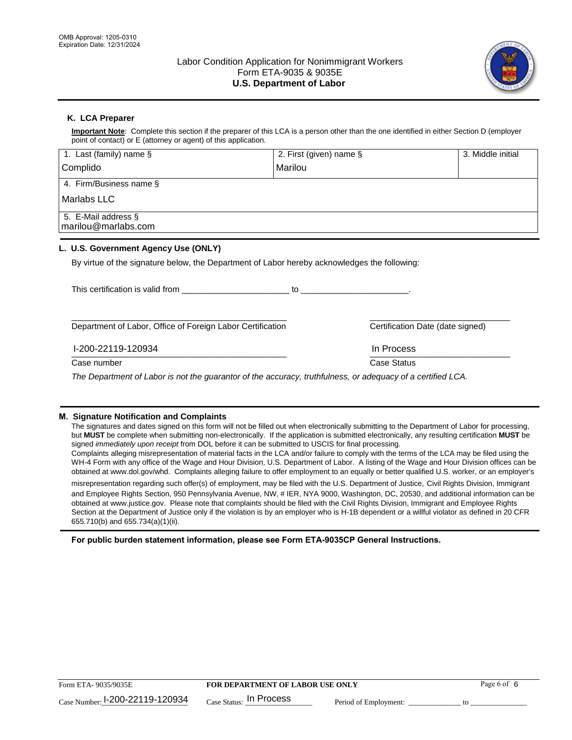OMB Approval: 1205-0310
Expiration Date: 12/31/2024

# Labor Condition Application for Nonimmigrant Workers
## Form ETA-9035 & 9035E
## **U.S. Department of Labor**

### K. LCA Preparer

**Important Note**: Complete this section if the preparer of this LCA is a person other than the one identified in either Section D (employer point of contact) or E (attorney or agent) of this application.

| 1. Last (family) name § | 2. First (given) name § | 3. Middle initial |
|---|---|---|
| Complido | Marilou | |
| 4. Firm/Business name § | | |
| Marlabs LLC | | |
| 5. E-Mail address § | | |
| marilou@marlabs.com | | |

### L. U.S. Government Agency Use (ONLY)

By virtue of the signature below, the Department of Labor hereby acknowledges the following:

This certification is valid from ______________________ to ______________________.

_______________________________________________ Department of Labor, Office of Foreign Labor Certification

______________________________ Certification Date (date signed)

I-200-22119-120934
Case number

In Process
Case Status

*The Department of Labor is not the guarantor of the accuracy, truthfulness, or adequacy of a certified LCA.*

### M. Signature Notification and Complaints

The signatures and dates signed on this form will not be filled out when electronically submitting to the Department of Labor for processing, but **MUST** be complete when submitting non-electronically. If the application is submitted electronically, any resulting certification **MUST** be signed *immediately upon receipt* from DOL before it can be submitted to USCIS for final processing.

Complaints alleging misrepresentation of material facts in the LCA and/or failure to comply with the terms of the LCA may be filed using the WH-4 Form with any office of the Wage and Hour Division, U.S. Department of Labor. A listing of the Wage and Hour Division offices can be obtained at www.dol.gov/whd. Complaints alleging failure to offer employment to an equally or better qualified U.S. worker, or an employer's misrepresentation regarding such offer(s) of employment, may be filed with the U.S. Department of Justice, Civil Rights Division, Immigrant and Employee Rights Section, 950 Pennsylvania Avenue, NW, # IER, NYA 9000, Washington, DC, 20530, and additional information can be obtained at www.justice.gov. Please note that complaints should be filed with the Civil Rights Division, Immigrant and Employee Rights Section at the Department of Justice only if the violation is by an employer who is H-1B dependent or a willful violator as defined in 20 CFR 655.710(b) and 655.734(a)(1)(ii).

**For public burden statement information, please see Form ETA-9035CP General Instructions.**

Form ETA- 9035/9035E | **FOR DEPARTMENT OF LABOR USE ONLY**

Case Number: I-200-22119-120934 Case Status: In Process Period of Employment: ______________ to ______________